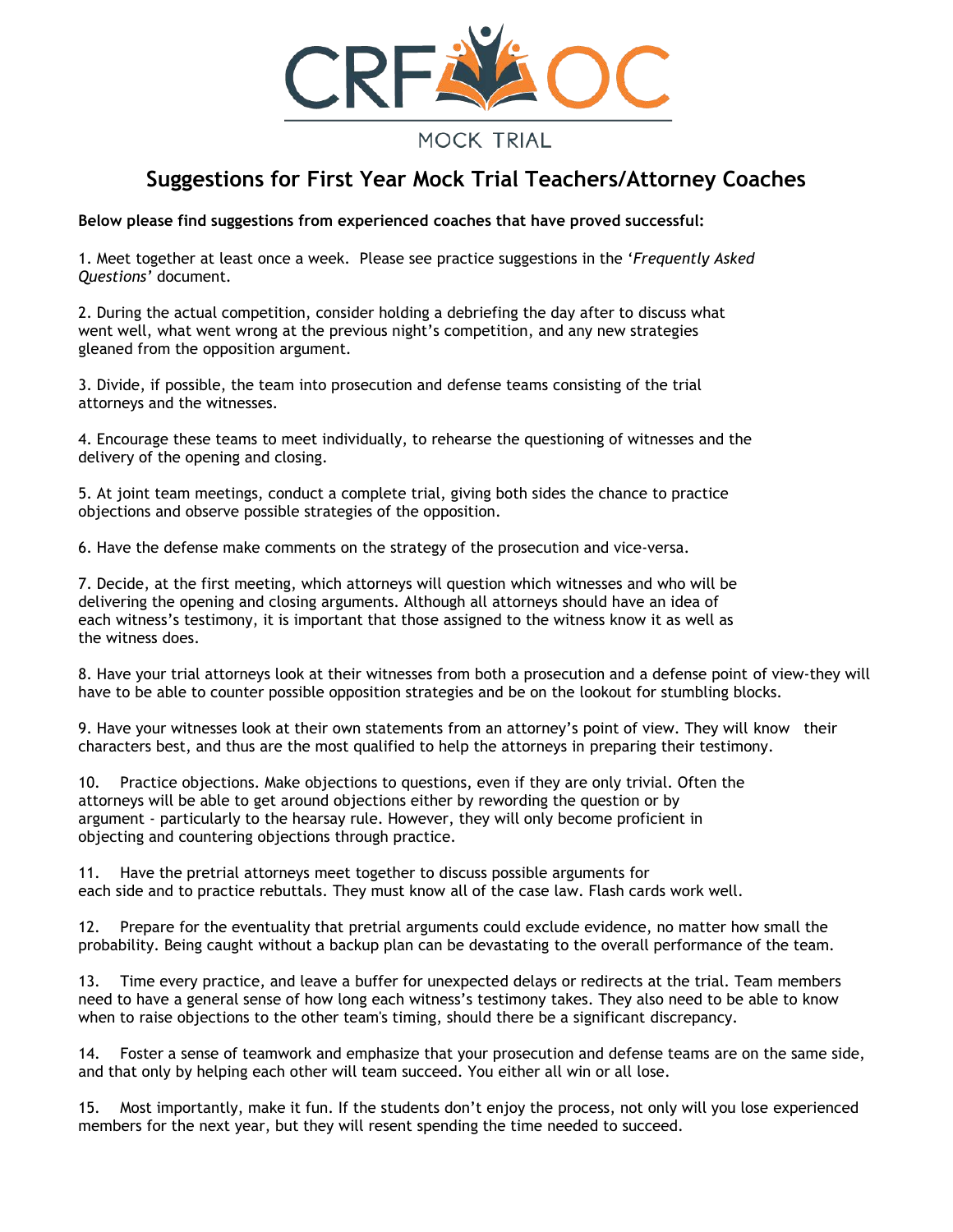CRF OC

MOCK TRIAL

# Suggestions for First Year Mock Trial Teachers/Attorney Coaches

**Below please find suggestions from experienced coaches that have proved successful:**

1. Meet together at least once a week. Please see practice suggestions in the '*Frequently Asked Questions'* document.

2. During the actual competition, consider holding a debriefing the day after to discuss what went well, what went wrong at the previous night's competition, and any new strategies gleaned from the opposition argument.

3. Divide, if possible, the team into prosecution and defense teams consisting of the trial attorneys and the witnesses.

4. Encourage these teams to meet individually, to rehearse the questioning of witnesses and the delivery of the opening and closing.

5. At joint team meetings, conduct a complete trial, giving both sides the chance to practice objections and observe possible strategies of the opposition.

6. Have the defense make comments on the strategy of the prosecution and vice-versa.

7. Decide, at the first meeting, which attorneys will question which witnesses and who will be delivering the opening and closing arguments. Although all attorneys should have an idea of each witness's testimony, it is important that those assigned to the witness know it as well as the witness does.

8. Have your trial attorneys look at their witnesses from both a prosecution and a defense point of view-they will have to be able to counter possible opposition strategies and be on the lookout for stumbling blocks.

9. Have your witnesses look at their own statements from an attorney's point of view. They will know their characters best, and thus are the most qualified to help the attorneys in preparing their testimony.

10. Practice objections. Make objections to questions, even if they are only trivial. Often the attorneys will be able to get around objections either by rewording the question or by argument - particularly to the hearsay rule. However, they will only become proficient in objecting and countering objections through practice.

11. Have the pretrial attorneys meet together to discuss possible arguments for each side and to practice rebuttals. They must know all of the case law. Flash cards work well.

12. Prepare for the eventuality that pretrial arguments could exclude evidence, no matter how small the probability. Being caught without a backup plan can be devastating to the overall performance of the team.

13. Time every practice, and leave a buffer for unexpected delays or redirects at the trial. Team members need to have a general sense of how long each witness's testimony takes. They also need to be able to know when to raise objections to the other team's timing, should there be a significant discrepancy.

14. Foster a sense of teamwork and emphasize that your prosecution and defense teams are on the same side, and that only by helping each other will team succeed. You either all win or all lose.

15. Most importantly, make it fun. If the students don't enjoy the process, not only will you lose experienced members for the next year, but they will resent spending the time needed to succeed.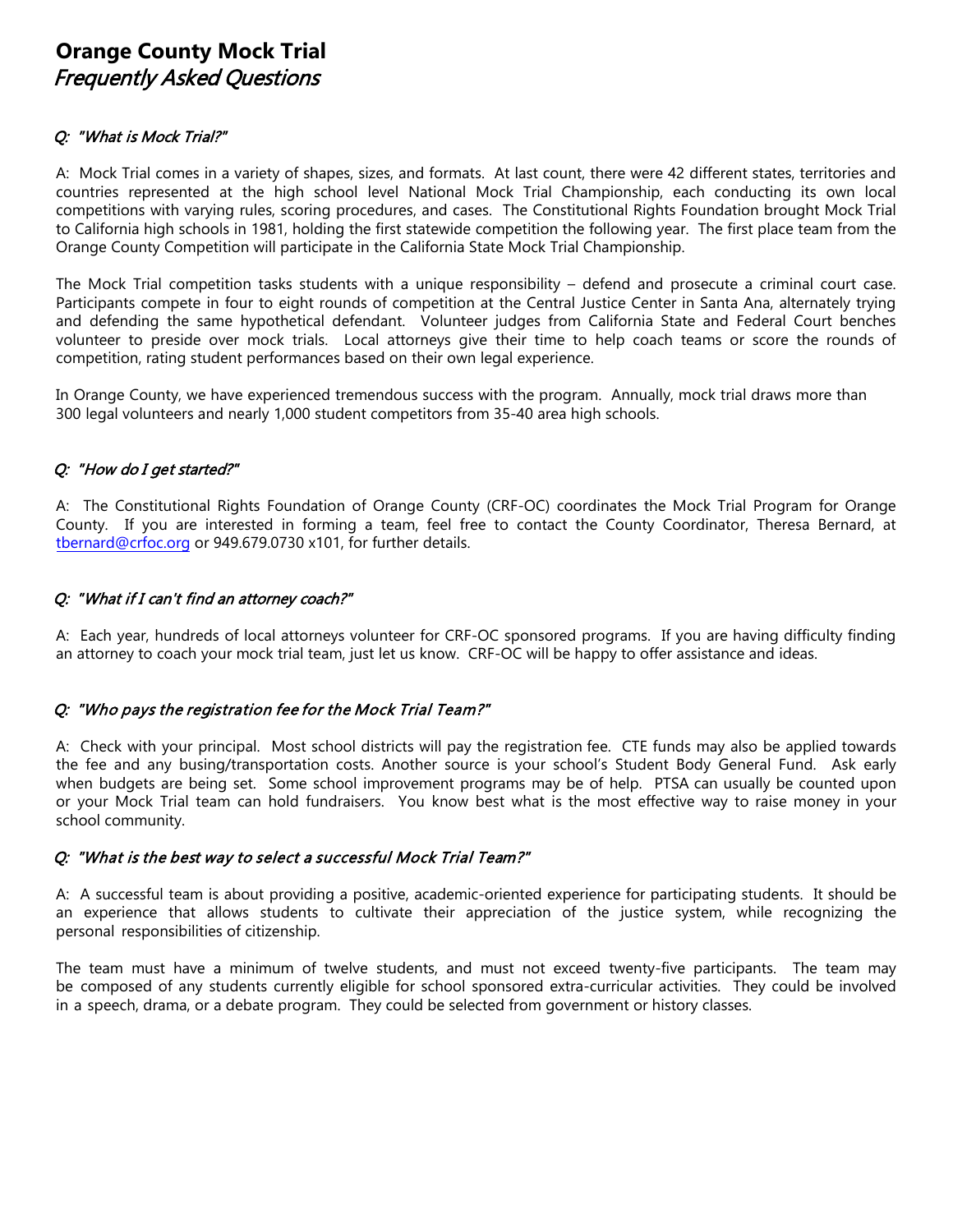# Orange County Mock Trial

## *Frequently Asked Questions*

### *Q: "What is Mock Trial?"*

A: Mock Trial comes in a variety of shapes, sizes, and formats. At last count, there were 42 different states, territories and countries represented at the high school level National Mock Trial Championship, each conducting its own local competitions with varying rules, scoring procedures, and cases. The Constitutional Rights Foundation brought Mock Trial to California high schools in 1981, holding the first statewide competition the following year. The first place team from the Orange County Competition will participate in the California State Mock Trial Championship.

The Mock Trial competition tasks students with a unique responsibility – defend and prosecute a criminal court case. Participants compete in four to eight rounds of competition at the Central Justice Center in Santa Ana, alternately trying and defending the same hypothetical defendant. Volunteer judges from California State and Federal Court benches volunteer to preside over mock trials. Local attorneys give their time to help coach teams or score the rounds of competition, rating student performances based on their own legal experience.

In Orange County, we have experienced tremendous success with the program. Annually, mock trial draws more than 300 legal volunteers and nearly 1,000 student competitors from 35-40 area high schools.

### *Q: "How do I get started?"*

A: The Constitutional Rights Foundation of Orange County (CRF-OC) coordinates the Mock Trial Program for Orange County. If you are interested in forming a team, feel free to contact the County Coordinator, Theresa Bernard, at tbernard@crfoc.org or 949.679.0730 x101, for further details.

### *Q: "What if I can't find an attorney coach?"*

A: Each year, hundreds of local attorneys volunteer for CRF-OC sponsored programs. If you are having difficulty finding an attorney to coach your mock trial team, just let us know. CRF-OC will be happy to offer assistance and ideas.

### *Q: "Who pays the registration fee for the Mock Trial Team?"*

A: Check with your principal. Most school districts will pay the registration fee. CTE funds may also be applied towards the fee and any busing/transportation costs. Another source is your school's Student Body General Fund. Ask early when budgets are being set. Some school improvement programs may be of help. PTSA can usually be counted upon or your Mock Trial team can hold fundraisers. You know best what is the most effective way to raise money in your school community.

### *Q: "What is the best way to select a successful Mock Trial Team?"*

A: A successful team is about providing a positive, academic-oriented experience for participating students. It should be an experience that allows students to cultivate their appreciation of the justice system, while recognizing the personal responsibilities of citizenship.

The team must have a minimum of twelve students, and must not exceed twenty-five participants. The team may be composed of any students currently eligible for school sponsored extra-curricular activities. They could be involved in a speech, drama, or a debate program. They could be selected from government or history classes.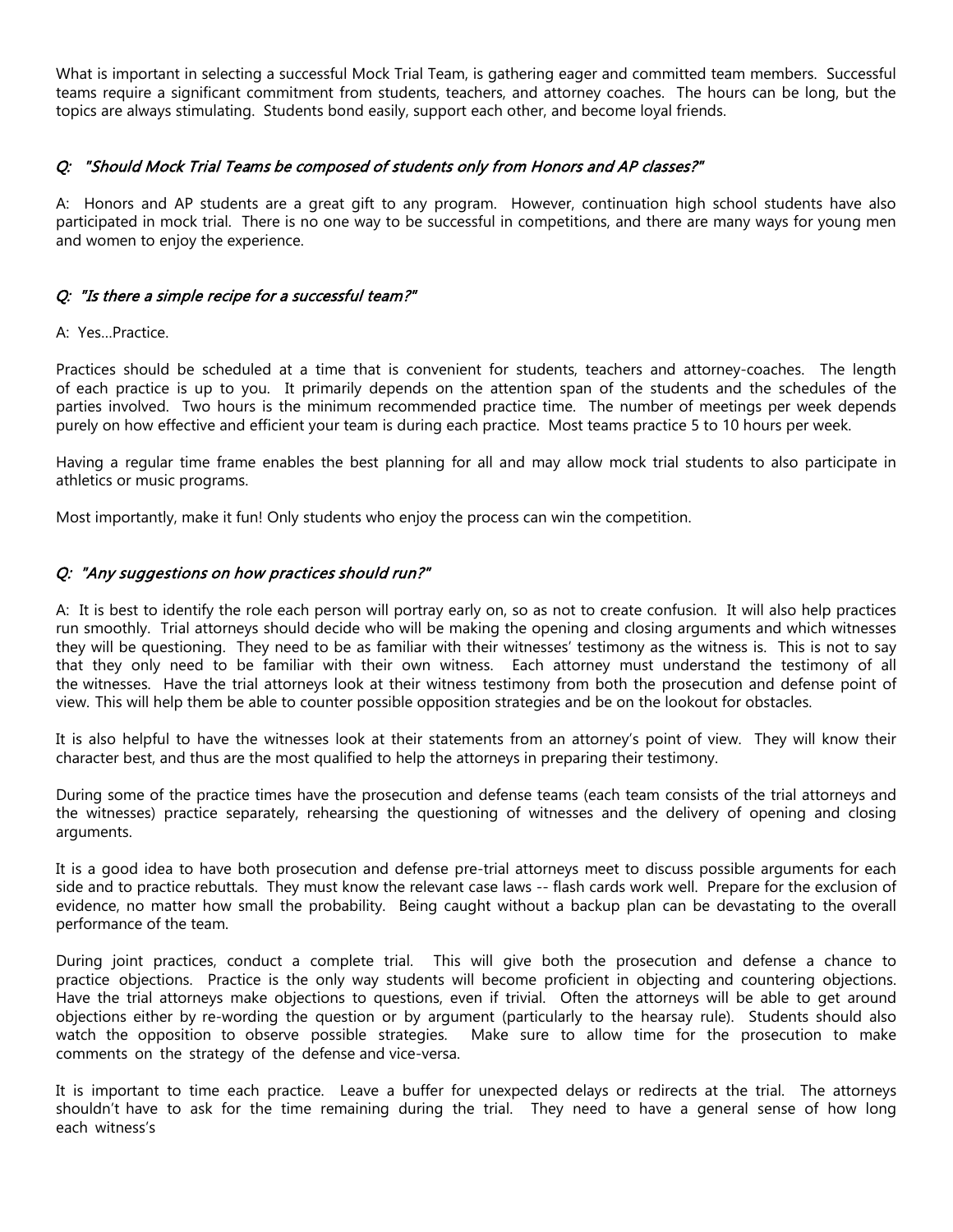What is important in selecting a successful Mock Trial Team, is gathering eager and committed team members. Successful teams require a significant commitment from students, teachers, and attorney coaches. The hours can be long, but the topics are always stimulating. Students bond easily, support each other, and become loyal friends.

### *Q: "Should Mock Trial Teams be composed of students only from Honors and AP classes?"*

A: Honors and AP students are a great gift to any program. However, continuation high school students have also participated in mock trial. There is no one way to be successful in competitions, and there are many ways for young men and women to enjoy the experience.

### *Q: "Is there a simple recipe for a successful team?"*

A: Yes…Practice.

Practices should be scheduled at a time that is convenient for students, teachers and attorney-coaches. The length of each practice is up to you. It primarily depends on the attention span of the students and the schedules of the parties involved. Two hours is the minimum recommended practice time. The number of meetings per week depends purely on how effective and efficient your team is during each practice. Most teams practice 5 to 10 hours per week.

Having a regular time frame enables the best planning for all and may allow mock trial students to also participate in athletics or music programs.

Most importantly, make it fun! Only students who enjoy the process can win the competition.

### *Q: "Any suggestions on how practices should run?"*

A: It is best to identify the role each person will portray early on, so as not to create confusion. It will also help practices run smoothly. Trial attorneys should decide who will be making the opening and closing arguments and which witnesses they will be questioning. They need to be as familiar with their witnesses' testimony as the witness is. This is not to say that they only need to be familiar with their own witness. Each attorney must understand the testimony of all the witnesses. Have the trial attorneys look at their witness testimony from both the prosecution and defense point of view. This will help them be able to counter possible opposition strategies and be on the lookout for obstacles.

It is also helpful to have the witnesses look at their statements from an attorney's point of view. They will know their character best, and thus are the most qualified to help the attorneys in preparing their testimony.

During some of the practice times have the prosecution and defense teams (each team consists of the trial attorneys and the witnesses) practice separately, rehearsing the questioning of witnesses and the delivery of opening and closing arguments.

It is a good idea to have both prosecution and defense pre-trial attorneys meet to discuss possible arguments for each side and to practice rebuttals. They must know the relevant case laws -- flash cards work well. Prepare for the exclusion of evidence, no matter how small the probability. Being caught without a backup plan can be devastating to the overall performance of the team.

During joint practices, conduct a complete trial. This will give both the prosecution and defense a chance to practice objections. Practice is the only way students will become proficient in objecting and countering objections. Have the trial attorneys make objections to questions, even if trivial. Often the attorneys will be able to get around objections either by re-wording the question or by argument (particularly to the hearsay rule). Students should also watch the opposition to observe possible strategies. Make sure to allow time for the prosecution to make comments on the strategy of the defense and vice-versa.

It is important to time each practice. Leave a buffer for unexpected delays or redirects at the trial. The attorneys shouldn't have to ask for the time remaining during the trial. They need to have a general sense of how long each witness's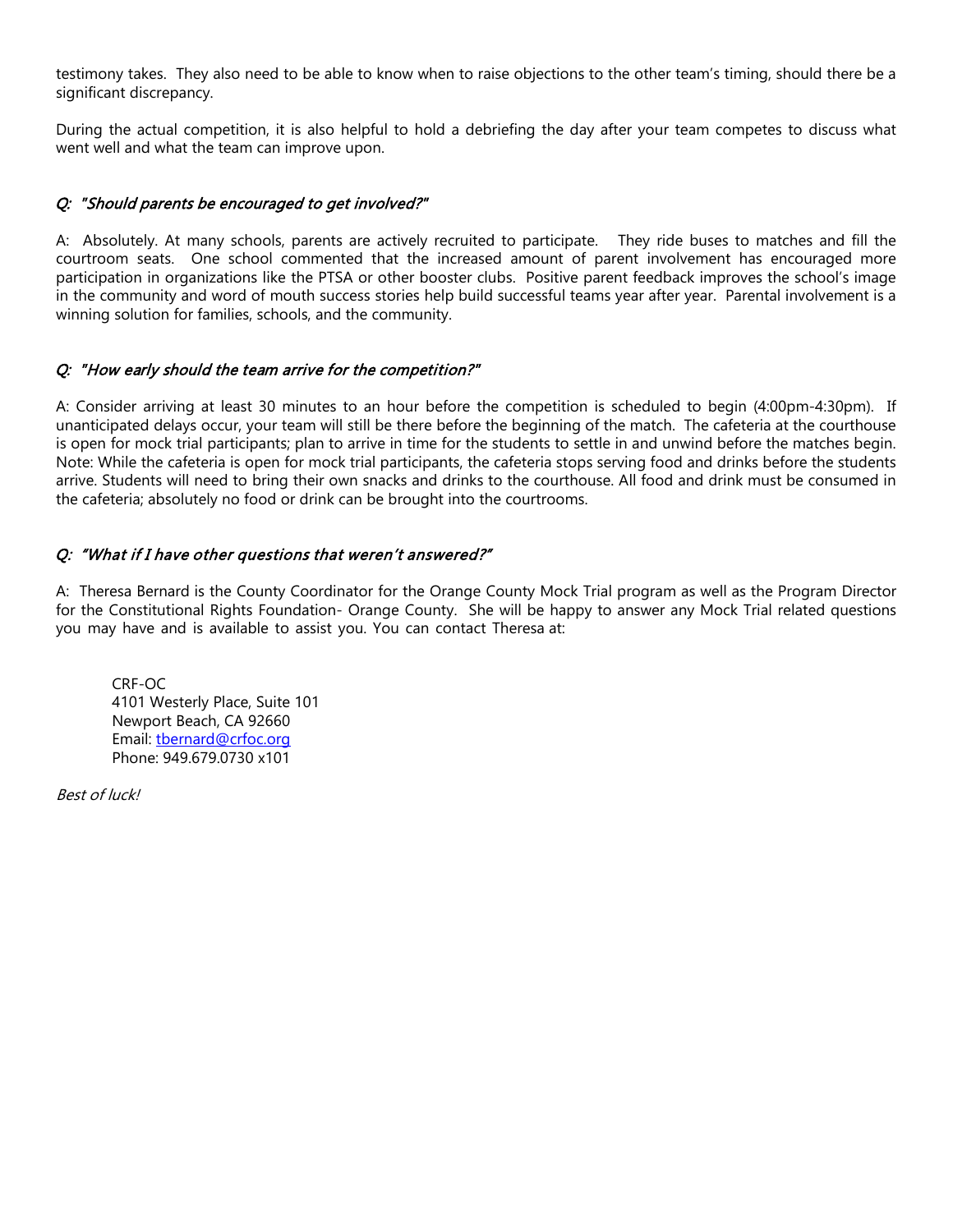testimony takes. They also need to be able to know when to raise objections to the other team's timing, should there be a significant discrepancy.

During the actual competition, it is also helpful to hold a debriefing the day after your team competes to discuss what went well and what the team can improve upon.

### *Q: "Should parents be encouraged to get involved?"*

A: Absolutely. At many schools, parents are actively recruited to participate. They ride buses to matches and fill the courtroom seats. One school commented that the increased amount of parent involvement has encouraged more participation in organizations like the PTSA or other booster clubs. Positive parent feedback improves the school's image in the community and word of mouth success stories help build successful teams year after year. Parental involvement is a winning solution for families, schools, and the community.

### *Q: "How early should the team arrive for the competition?"*

A: Consider arriving at least 30 minutes to an hour before the competition is scheduled to begin (4:00pm-4:30pm). If unanticipated delays occur, your team will still be there before the beginning of the match. The cafeteria at the courthouse is open for mock trial participants; plan to arrive in time for the students to settle in and unwind before the matches begin. Note: While the cafeteria is open for mock trial participants, the cafeteria stops serving food and drinks before the students arrive. Students will need to bring their own snacks and drinks to the courthouse. All food and drink must be consumed in the cafeteria; absolutely no food or drink can be brought into the courtrooms.

### *Q: "What if I have other questions that weren't answered?"*

A: Theresa Bernard is the County Coordinator for the Orange County Mock Trial program as well as the Program Director for the Constitutional Rights Foundation- Orange County. She will be happy to answer any Mock Trial related questions you may have and is available to assist you. You can contact Theresa at:

CRF-OC  
4101 Westerly Place, Suite 101  
Newport Beach, CA 92660  
Email: tbernard@crfoc.org  
Phone: 949.679.0730 x101

*Best of luck!*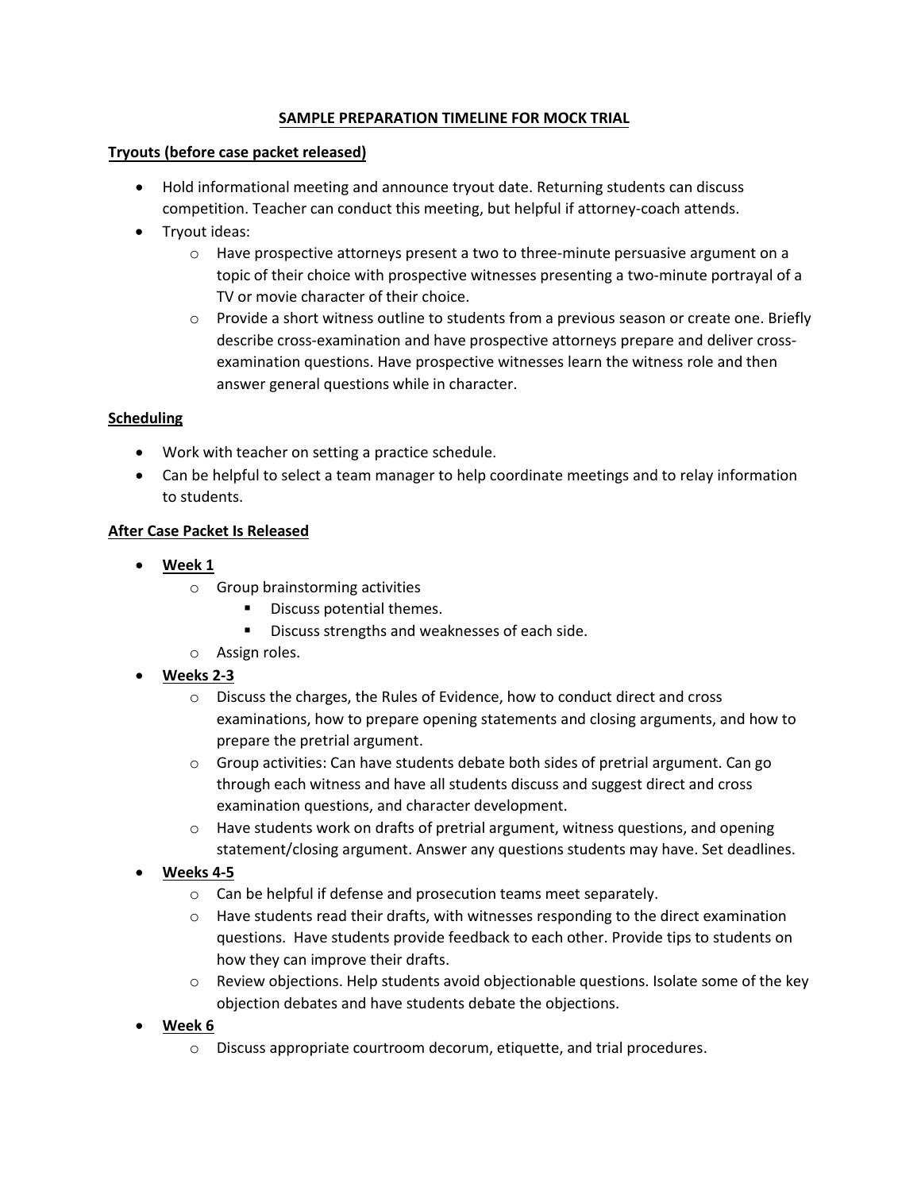## SAMPLE PREPARATION TIMELINE FOR MOCK TRIAL

### Tryouts (before case packet released)

- Hold informational meeting and announce tryout date. Returning students can discuss competition. Teacher can conduct this meeting, but helpful if attorney-coach attends.
- Tryout ideas:
  - Have prospective attorneys present a two to three-minute persuasive argument on a topic of their choice with prospective witnesses presenting a two-minute portrayal of a TV or movie character of their choice.
  - Provide a short witness outline to students from a previous season or create one. Briefly describe cross-examination and have prospective attorneys prepare and deliver cross-examination questions. Have prospective witnesses learn the witness role and then answer general questions while in character.

### Scheduling

- Work with teacher on setting a practice schedule.
- Can be helpful to select a team manager to help coordinate meetings and to relay information to students.

### After Case Packet Is Released

- **Week 1**
  - Group brainstorming activities
    - Discuss potential themes.
    - Discuss strengths and weaknesses of each side.
  - Assign roles.
- **Weeks 2-3**
  - Discuss the charges, the Rules of Evidence, how to conduct direct and cross examinations, how to prepare opening statements and closing arguments, and how to prepare the pretrial argument.
  - Group activities: Can have students debate both sides of pretrial argument. Can go through each witness and have all students discuss and suggest direct and cross examination questions, and character development.
  - Have students work on drafts of pretrial argument, witness questions, and opening statement/closing argument. Answer any questions students may have. Set deadlines.
- **Weeks 4-5**
  - Can be helpful if defense and prosecution teams meet separately.
  - Have students read their drafts, with witnesses responding to the direct examination questions. Have students provide feedback to each other. Provide tips to students on how they can improve their drafts.
  - Review objections. Help students avoid objectionable questions. Isolate some of the key objection debates and have students debate the objections.
- **Week 6**
  - Discuss appropriate courtroom decorum, etiquette, and trial procedures.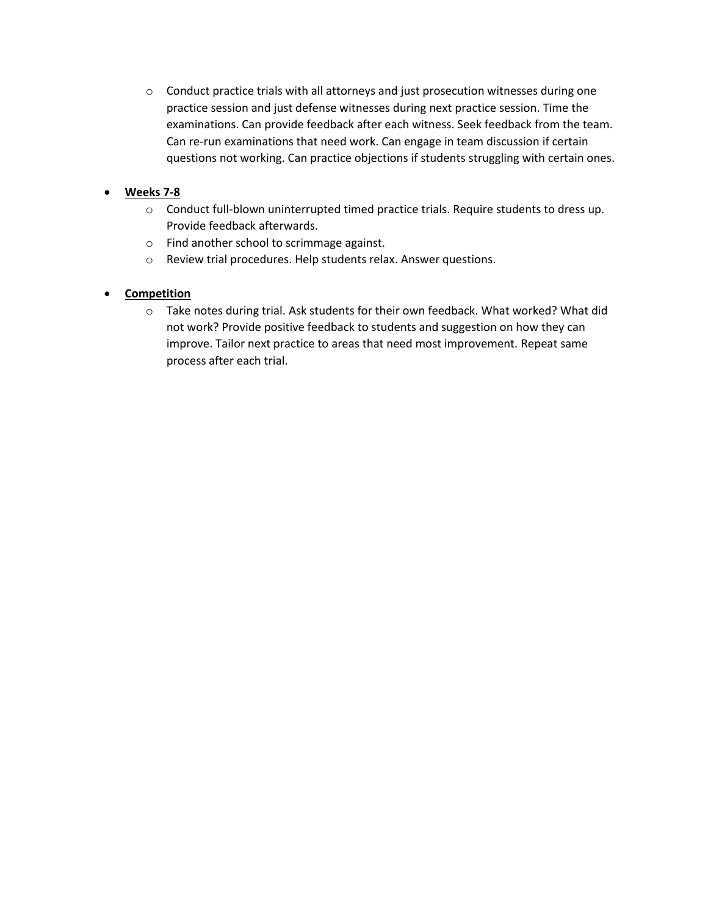- Conduct practice trials with all attorneys and just prosecution witnesses during one practice session and just defense witnesses during next practice session. Time the examinations. Can provide feedback after each witness. Seek feedback from the team. Can re-run examinations that need work. Can engage in team discussion if certain questions not working. Can practice objections if students struggling with certain ones.

- **<u>Weeks 7-8</u>**
  - Conduct full-blown uninterrupted timed practice trials. Require students to dress up. Provide feedback afterwards.
  - Find another school to scrimmage against.
  - Review trial procedures. Help students relax. Answer questions.

- **<u>Competition</u>**
  - Take notes during trial. Ask students for their own feedback. What worked? What did not work? Provide positive feedback to students and suggestion on how they can improve. Tailor next practice to areas that need most improvement. Repeat same process after each trial.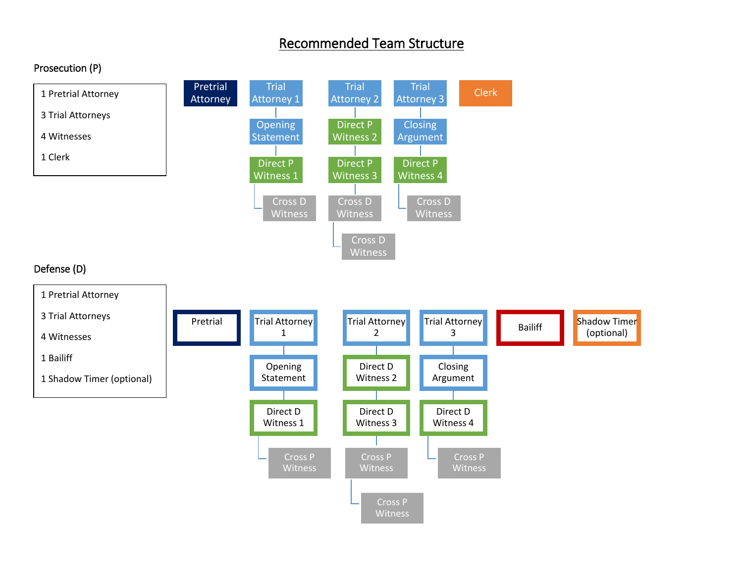# Recommended Team Structure

## Prosecution (P)

1 Pretrial Attorney

3 Trial Attorneys

4 Witnesses

1 Clerk

Pretrial Attorney

Trial Attorney 1

Opening Statement

Direct P Witness 1

Cross D Witness

Trial Attorney 2

Direct P Witness 2

Direct P Witness 3

Cross D Witness

Cross D Witness

Trial Attorney 3

Closing Argument

Direct P Witness 4

Cross D Witness

Clerk

## Defense (D)

1 Pretrial Attorney

3 Trial Attorneys

4 Witnesses

1 Bailiff

1 Shadow Timer (optional)

Pretrial

Trial Attorney 1

Opening Statement

Direct D Witness 1

Cross P Witness

Trial Attorney 2

Direct D Witness 2

Direct D Witness 3

Cross P Witness

Cross P Witness

Trial Attorney 3

Closing Argument

Direct D Witness 4

Cross P Witness

Bailiff

Shadow Timer (optional)